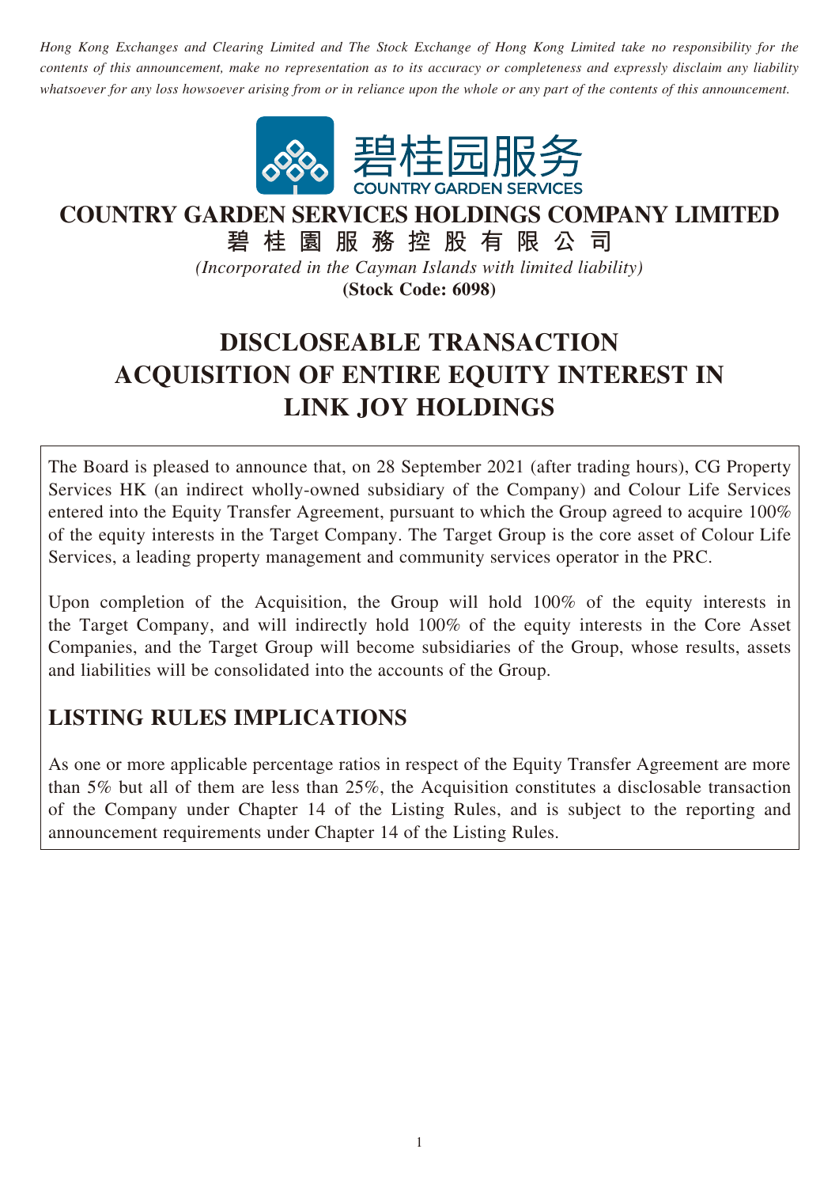*Hong Kong Exchanges and Clearing Limited and The Stock Exchange of Hong Kong Limited take no responsibility for the contents of this announcement, make no representation as to its accuracy or completeness and expressly disclaim any liability whatsoever for any loss howsoever arising from or in reliance upon the whole or any part of the contents of this announcement.*

碧桂园服务
COUNTRY GARDEN SERVICES

# COUNTRY GARDEN SERVICES HOLDINGS COMPANY LIMITED
# 碧桂園服務控股有限公司

*(Incorporated in the Cayman Islands with limited liability)*
**(Stock Code: 6098)**

# DISCLOSEABLE TRANSACTION ACQUISITION OF ENTIRE EQUITY INTEREST IN LINK JOY HOLDINGS

The Board is pleased to announce that, on 28 September 2021 (after trading hours), CG Property Services HK (an indirect wholly-owned subsidiary of the Company) and Colour Life Services entered into the Equity Transfer Agreement, pursuant to which the Group agreed to acquire 100% of the equity interests in the Target Company. The Target Group is the core asset of Colour Life Services, a leading property management and community services operator in the PRC.

Upon completion of the Acquisition, the Group will hold 100% of the equity interests in the Target Company, and will indirectly hold 100% of the equity interests in the Core Asset Companies, and the Target Group will become subsidiaries of the Group, whose results, assets and liabilities will be consolidated into the accounts of the Group.

## LISTING RULES IMPLICATIONS

As one or more applicable percentage ratios in respect of the Equity Transfer Agreement are more than 5% but all of them are less than 25%, the Acquisition constitutes a disclosable transaction of the Company under Chapter 14 of the Listing Rules, and is subject to the reporting and announcement requirements under Chapter 14 of the Listing Rules.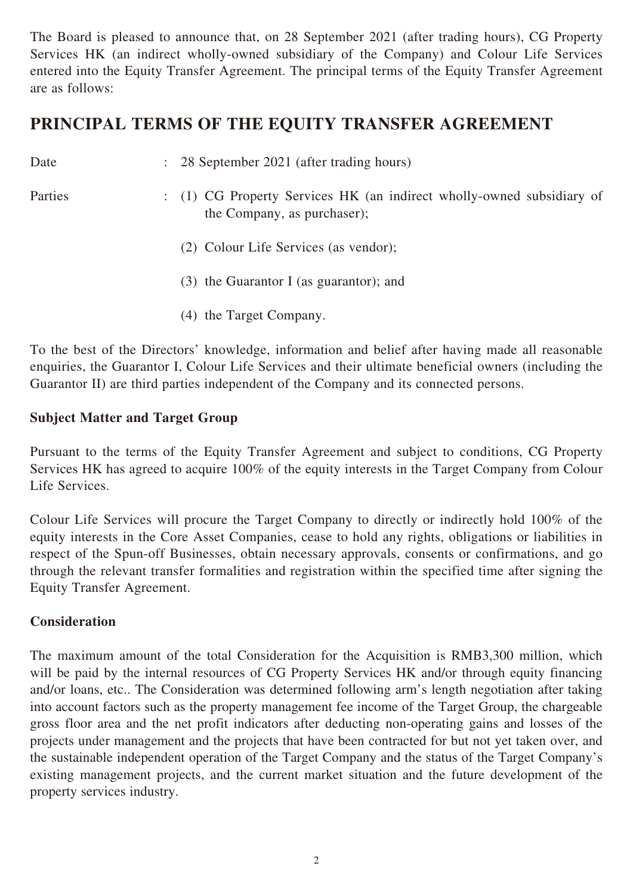The Board is pleased to announce that, on 28 September 2021 (after trading hours), CG Property Services HK (an indirect wholly-owned subsidiary of the Company) and Colour Life Services entered into the Equity Transfer Agreement. The principal terms of the Equity Transfer Agreement are as follows:

## PRINCIPAL TERMS OF THE EQUITY TRANSFER AGREEMENT

| | | |
|---|---|---|
| Date | : | 28 September 2021 (after trading hours) |
| Parties | : | (1) CG Property Services HK (an indirect wholly-owned subsidiary of the Company, as purchaser); |
| | | (2) Colour Life Services (as vendor); |
| | | (3) the Guarantor I (as guarantor); and |
| | | (4) the Target Company. |

To the best of the Directors' knowledge, information and belief after having made all reasonable enquiries, the Guarantor I, Colour Life Services and their ultimate beneficial owners (including the Guarantor II) are third parties independent of the Company and its connected persons.

### Subject Matter and Target Group

Pursuant to the terms of the Equity Transfer Agreement and subject to conditions, CG Property Services HK has agreed to acquire 100% of the equity interests in the Target Company from Colour Life Services.

Colour Life Services will procure the Target Company to directly or indirectly hold 100% of the equity interests in the Core Asset Companies, cease to hold any rights, obligations or liabilities in respect of the Spun-off Businesses, obtain necessary approvals, consents or confirmations, and go through the relevant transfer formalities and registration within the specified time after signing the Equity Transfer Agreement.

### Consideration

The maximum amount of the total Consideration for the Acquisition is RMB3,300 million, which will be paid by the internal resources of CG Property Services HK and/or through equity financing and/or loans, etc.. The Consideration was determined following arm's length negotiation after taking into account factors such as the property management fee income of the Target Group, the chargeable gross floor area and the net profit indicators after deducting non-operating gains and losses of the projects under management and the projects that have been contracted for but not yet taken over, and the sustainable independent operation of the Target Company and the status of the Target Company's existing management projects, and the current market situation and the future development of the property services industry.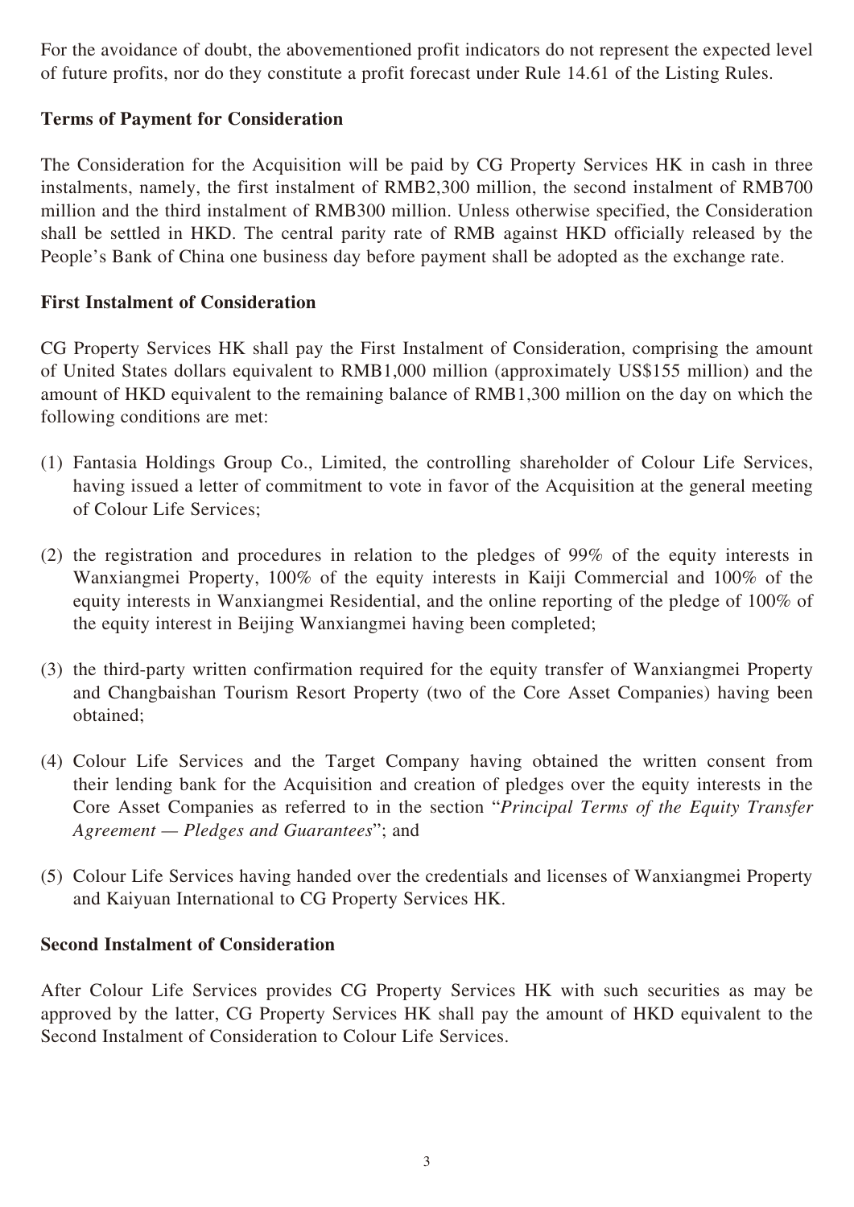For the avoidance of doubt, the abovementioned profit indicators do not represent the expected level of future profits, nor do they constitute a profit forecast under Rule 14.61 of the Listing Rules.

**Terms of Payment for Consideration**

The Consideration for the Acquisition will be paid by CG Property Services HK in cash in three instalments, namely, the first instalment of RMB2,300 million, the second instalment of RMB700 million and the third instalment of RMB300 million. Unless otherwise specified, the Consideration shall be settled in HKD. The central parity rate of RMB against HKD officially released by the People's Bank of China one business day before payment shall be adopted as the exchange rate.

**First Instalment of Consideration**

CG Property Services HK shall pay the First Instalment of Consideration, comprising the amount of United States dollars equivalent to RMB1,000 million (approximately US$155 million) and the amount of HKD equivalent to the remaining balance of RMB1,300 million on the day on which the following conditions are met:

(1) Fantasia Holdings Group Co., Limited, the controlling shareholder of Colour Life Services, having issued a letter of commitment to vote in favor of the Acquisition at the general meeting of Colour Life Services;

(2) the registration and procedures in relation to the pledges of 99% of the equity interests in Wanxiangmei Property, 100% of the equity interests in Kaiji Commercial and 100% of the equity interests in Wanxiangmei Residential, and the online reporting of the pledge of 100% of the equity interest in Beijing Wanxiangmei having been completed;

(3) the third-party written confirmation required for the equity transfer of Wanxiangmei Property and Changbaishan Tourism Resort Property (two of the Core Asset Companies) having been obtained;

(4) Colour Life Services and the Target Company having obtained the written consent from their lending bank for the Acquisition and creation of pledges over the equity interests in the Core Asset Companies as referred to in the section "*Principal Terms of the Equity Transfer Agreement — Pledges and Guarantees*"; and

(5) Colour Life Services having handed over the credentials and licenses of Wanxiangmei Property and Kaiyuan International to CG Property Services HK.

**Second Instalment of Consideration**

After Colour Life Services provides CG Property Services HK with such securities as may be approved by the latter, CG Property Services HK shall pay the amount of HKD equivalent to the Second Instalment of Consideration to Colour Life Services.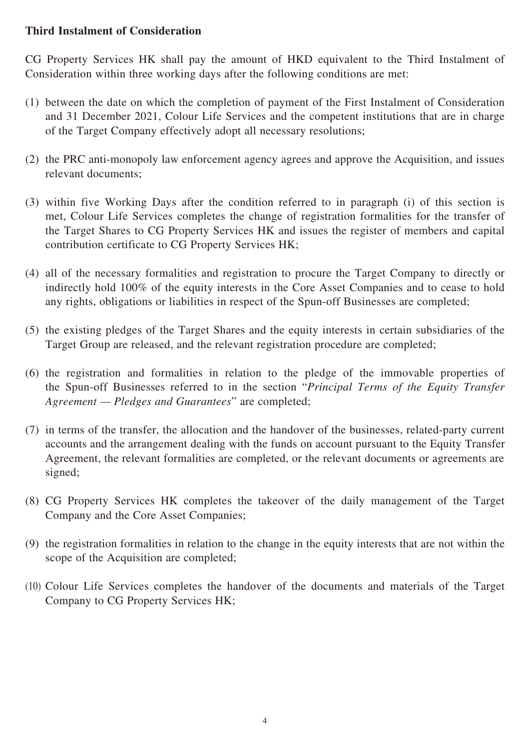**Third Instalment of Consideration**

CG Property Services HK shall pay the amount of HKD equivalent to the Third Instalment of Consideration within three working days after the following conditions are met:

(1) between the date on which the completion of payment of the First Instalment of Consideration and 31 December 2021, Colour Life Services and the competent institutions that are in charge of the Target Company effectively adopt all necessary resolutions;

(2) the PRC anti-monopoly law enforcement agency agrees and approve the Acquisition, and issues relevant documents;

(3) within five Working Days after the condition referred to in paragraph (i) of this section is met, Colour Life Services completes the change of registration formalities for the transfer of the Target Shares to CG Property Services HK and issues the register of members and capital contribution certificate to CG Property Services HK;

(4) all of the necessary formalities and registration to procure the Target Company to directly or indirectly hold 100% of the equity interests in the Core Asset Companies and to cease to hold any rights, obligations or liabilities in respect of the Spun-off Businesses are completed;

(5) the existing pledges of the Target Shares and the equity interests in certain subsidiaries of the Target Group are released, and the relevant registration procedure are completed;

(6) the registration and formalities in relation to the pledge of the immovable properties of the Spun-off Businesses referred to in the section "*Principal Terms of the Equity Transfer Agreement — Pledges and Guarantees*" are completed;

(7) in terms of the transfer, the allocation and the handover of the businesses, related-party current accounts and the arrangement dealing with the funds on account pursuant to the Equity Transfer Agreement, the relevant formalities are completed, or the relevant documents or agreements are signed;

(8) CG Property Services HK completes the takeover of the daily management of the Target Company and the Core Asset Companies;

(9) the registration formalities in relation to the change in the equity interests that are not within the scope of the Acquisition are completed;

(10) Colour Life Services completes the handover of the documents and materials of the Target Company to CG Property Services HK;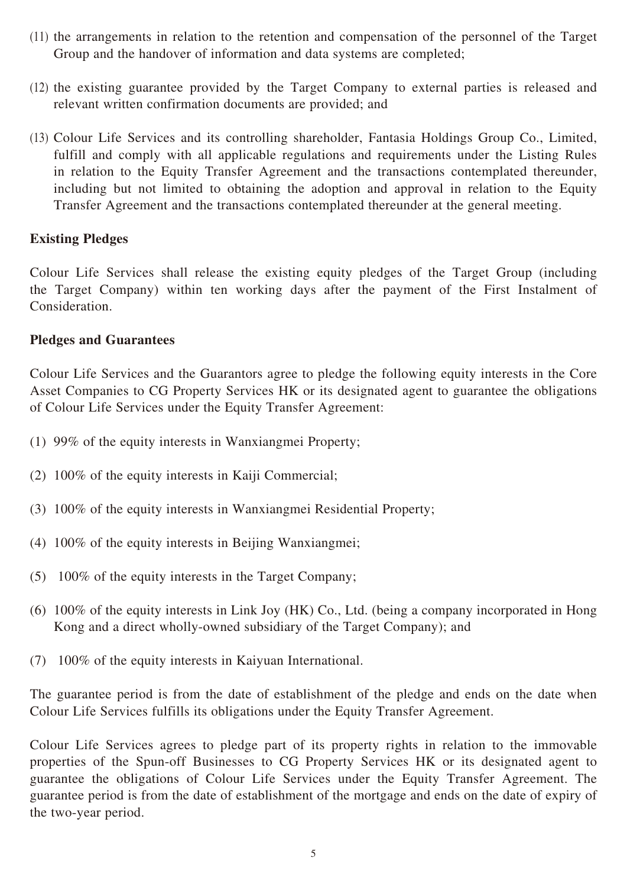(11) the arrangements in relation to the retention and compensation of the personnel of the Target Group and the handover of information and data systems are completed;

(12) the existing guarantee provided by the Target Company to external parties is released and relevant written confirmation documents are provided; and

(13) Colour Life Services and its controlling shareholder, Fantasia Holdings Group Co., Limited, fulfill and comply with all applicable regulations and requirements under the Listing Rules in relation to the Equity Transfer Agreement and the transactions contemplated thereunder, including but not limited to obtaining the adoption and approval in relation to the Equity Transfer Agreement and the transactions contemplated thereunder at the general meeting.

**Existing Pledges**

Colour Life Services shall release the existing equity pledges of the Target Group (including the Target Company) within ten working days after the payment of the First Instalment of Consideration.

**Pledges and Guarantees**

Colour Life Services and the Guarantors agree to pledge the following equity interests in the Core Asset Companies to CG Property Services HK or its designated agent to guarantee the obligations of Colour Life Services under the Equity Transfer Agreement:

(1) 99% of the equity interests in Wanxiangmei Property;

(2) 100% of the equity interests in Kaiji Commercial;

(3) 100% of the equity interests in Wanxiangmei Residential Property;

(4) 100% of the equity interests in Beijing Wanxiangmei;

(5) 100% of the equity interests in the Target Company;

(6) 100% of the equity interests in Link Joy (HK) Co., Ltd. (being a company incorporated in Hong Kong and a direct wholly-owned subsidiary of the Target Company); and

(7) 100% of the equity interests in Kaiyuan International.

The guarantee period is from the date of establishment of the pledge and ends on the date when Colour Life Services fulfills its obligations under the Equity Transfer Agreement.

Colour Life Services agrees to pledge part of its property rights in relation to the immovable properties of the Spun-off Businesses to CG Property Services HK or its designated agent to guarantee the obligations of Colour Life Services under the Equity Transfer Agreement. The guarantee period is from the date of establishment of the mortgage and ends on the date of expiry of the two-year period.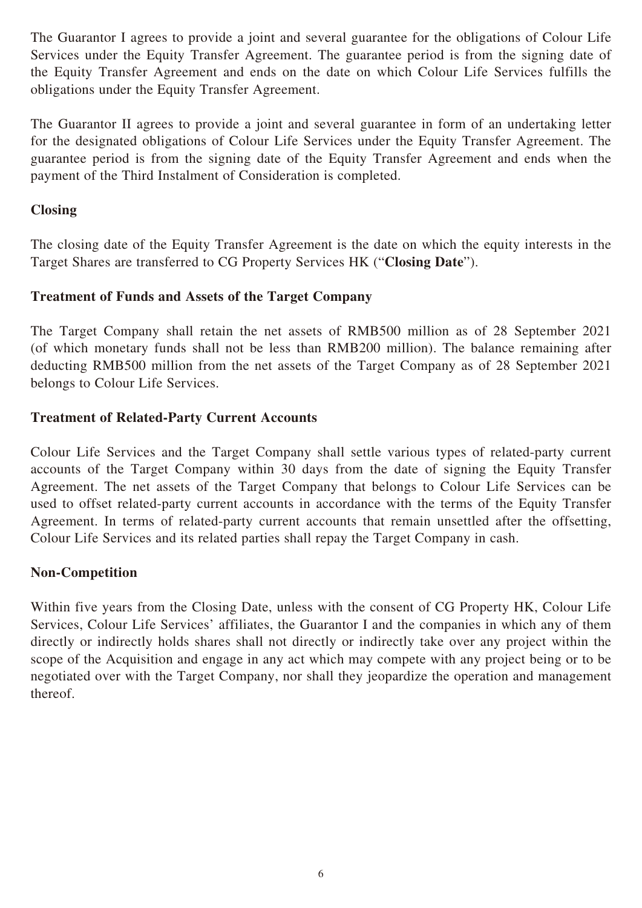The Guarantor I agrees to provide a joint and several guarantee for the obligations of Colour Life Services under the Equity Transfer Agreement. The guarantee period is from the signing date of the Equity Transfer Agreement and ends on the date on which Colour Life Services fulfills the obligations under the Equity Transfer Agreement.

The Guarantor II agrees to provide a joint and several guarantee in form of an undertaking letter for the designated obligations of Colour Life Services under the Equity Transfer Agreement. The guarantee period is from the signing date of the Equity Transfer Agreement and ends when the payment of the Third Instalment of Consideration is completed.

**Closing**

The closing date of the Equity Transfer Agreement is the date on which the equity interests in the Target Shares are transferred to CG Property Services HK ("**Closing Date**").

**Treatment of Funds and Assets of the Target Company**

The Target Company shall retain the net assets of RMB500 million as of 28 September 2021 (of which monetary funds shall not be less than RMB200 million). The balance remaining after deducting RMB500 million from the net assets of the Target Company as of 28 September 2021 belongs to Colour Life Services.

**Treatment of Related-Party Current Accounts**

Colour Life Services and the Target Company shall settle various types of related-party current accounts of the Target Company within 30 days from the date of signing the Equity Transfer Agreement. The net assets of the Target Company that belongs to Colour Life Services can be used to offset related-party current accounts in accordance with the terms of the Equity Transfer Agreement. In terms of related-party current accounts that remain unsettled after the offsetting, Colour Life Services and its related parties shall repay the Target Company in cash.

**Non-Competition**

Within five years from the Closing Date, unless with the consent of CG Property HK, Colour Life Services, Colour Life Services' affiliates, the Guarantor I and the companies in which any of them directly or indirectly holds shares shall not directly or indirectly take over any project within the scope of the Acquisition and engage in any act which may compete with any project being or to be negotiated over with the Target Company, nor shall they jeopardize the operation and management thereof.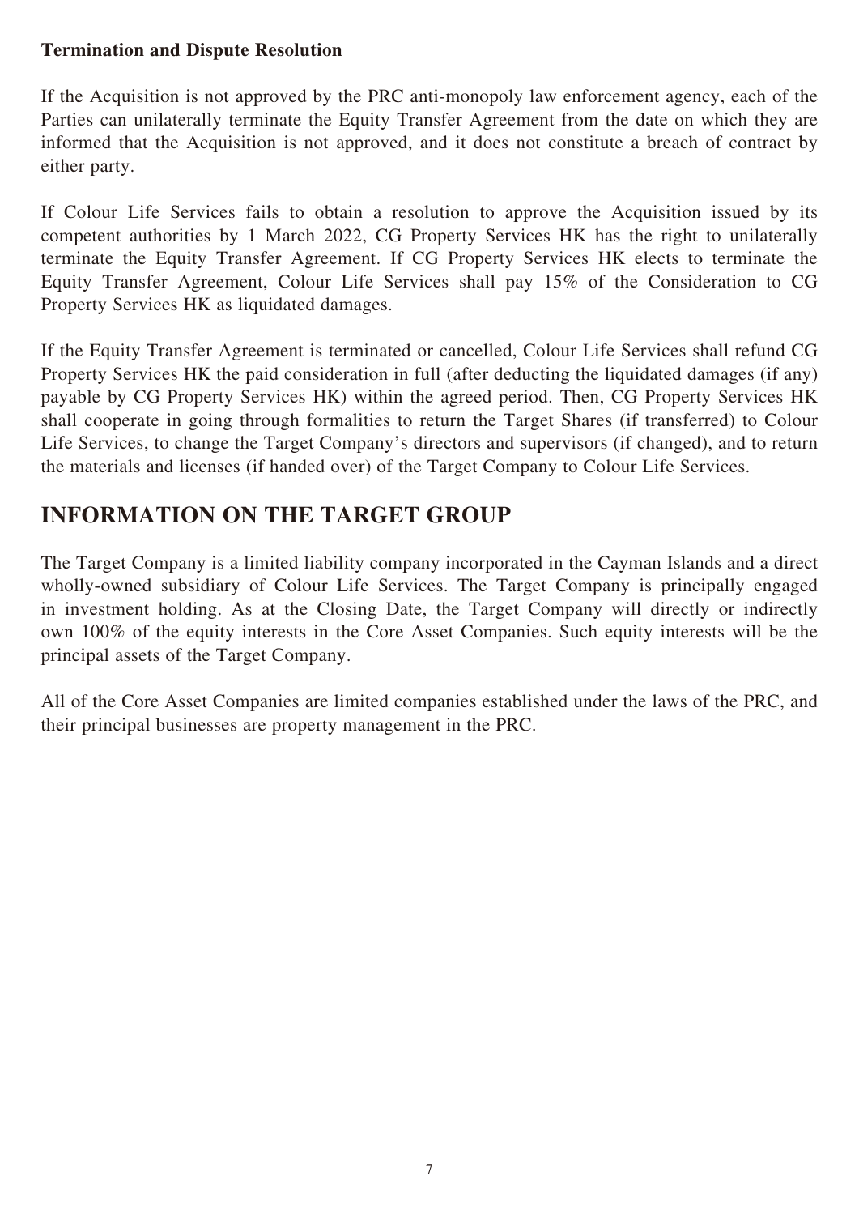### Termination and Dispute Resolution

If the Acquisition is not approved by the PRC anti-monopoly law enforcement agency, each of the Parties can unilaterally terminate the Equity Transfer Agreement from the date on which they are informed that the Acquisition is not approved, and it does not constitute a breach of contract by either party.

If Colour Life Services fails to obtain a resolution to approve the Acquisition issued by its competent authorities by 1 March 2022, CG Property Services HK has the right to unilaterally terminate the Equity Transfer Agreement. If CG Property Services HK elects to terminate the Equity Transfer Agreement, Colour Life Services shall pay 15% of the Consideration to CG Property Services HK as liquidated damages.

If the Equity Transfer Agreement is terminated or cancelled, Colour Life Services shall refund CG Property Services HK the paid consideration in full (after deducting the liquidated damages (if any) payable by CG Property Services HK) within the agreed period. Then, CG Property Services HK shall cooperate in going through formalities to return the Target Shares (if transferred) to Colour Life Services, to change the Target Company's directors and supervisors (if changed), and to return the materials and licenses (if handed over) of the Target Company to Colour Life Services.

## INFORMATION ON THE TARGET GROUP

The Target Company is a limited liability company incorporated in the Cayman Islands and a direct wholly-owned subsidiary of Colour Life Services. The Target Company is principally engaged in investment holding. As at the Closing Date, the Target Company will directly or indirectly own 100% of the equity interests in the Core Asset Companies. Such equity interests will be the principal assets of the Target Company.

All of the Core Asset Companies are limited companies established under the laws of the PRC, and their principal businesses are property management in the PRC.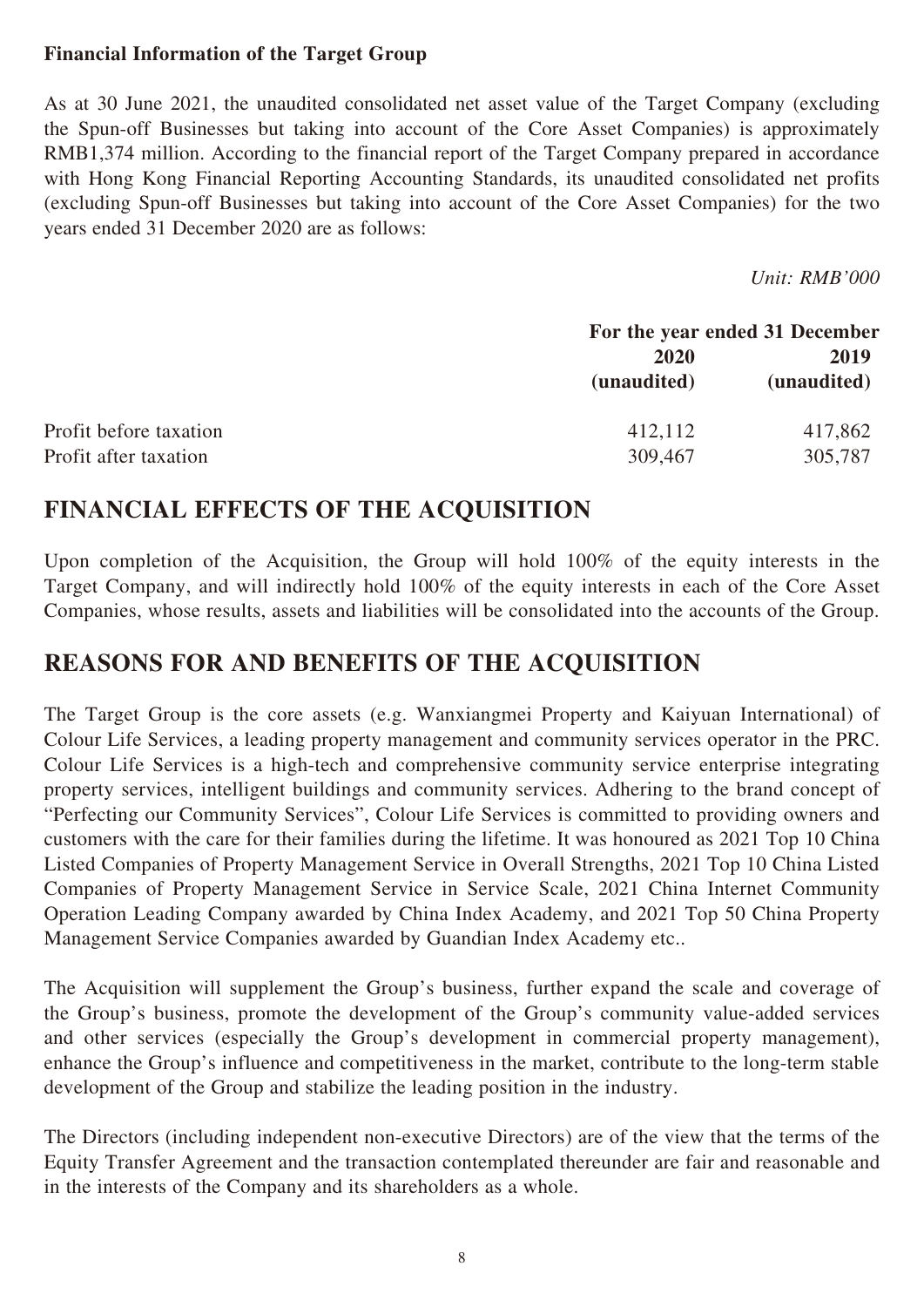**Financial Information of the Target Group**

As at 30 June 2021, the unaudited consolidated net asset value of the Target Company (excluding the Spun-off Businesses but taking into account of the Core Asset Companies) is approximately RMB1,374 million. According to the financial report of the Target Company prepared in accordance with Hong Kong Financial Reporting Accounting Standards, its unaudited consolidated net profits (excluding Spun-off Businesses but taking into account of the Core Asset Companies) for the two years ended 31 December 2020 are as follows:

*Unit: RMB'000*

| | For the year ended 31 December | |
|---|---|---|
| | **2020 (unaudited)** | **2019 (unaudited)** |
| Profit before taxation | 412,112 | 417,862 |
| Profit after taxation | 309,467 | 305,787 |

## FINANCIAL EFFECTS OF THE ACQUISITION

Upon completion of the Acquisition, the Group will hold 100% of the equity interests in the Target Company, and will indirectly hold 100% of the equity interests in each of the Core Asset Companies, whose results, assets and liabilities will be consolidated into the accounts of the Group.

## REASONS FOR AND BENEFITS OF THE ACQUISITION

The Target Group is the core assets (e.g. Wanxiangmei Property and Kaiyuan International) of Colour Life Services, a leading property management and community services operator in the PRC. Colour Life Services is a high-tech and comprehensive community service enterprise integrating property services, intelligent buildings and community services. Adhering to the brand concept of "Perfecting our Community Services", Colour Life Services is committed to providing owners and customers with the care for their families during the lifetime. It was honoured as 2021 Top 10 China Listed Companies of Property Management Service in Overall Strengths, 2021 Top 10 China Listed Companies of Property Management Service in Service Scale, 2021 China Internet Community Operation Leading Company awarded by China Index Academy, and 2021 Top 50 China Property Management Service Companies awarded by Guandian Index Academy etc..

The Acquisition will supplement the Group's business, further expand the scale and coverage of the Group's business, promote the development of the Group's community value-added services and other services (especially the Group's development in commercial property management), enhance the Group's influence and competitiveness in the market, contribute to the long-term stable development of the Group and stabilize the leading position in the industry.

The Directors (including independent non-executive Directors) are of the view that the terms of the Equity Transfer Agreement and the transaction contemplated thereunder are fair and reasonable and in the interests of the Company and its shareholders as a whole.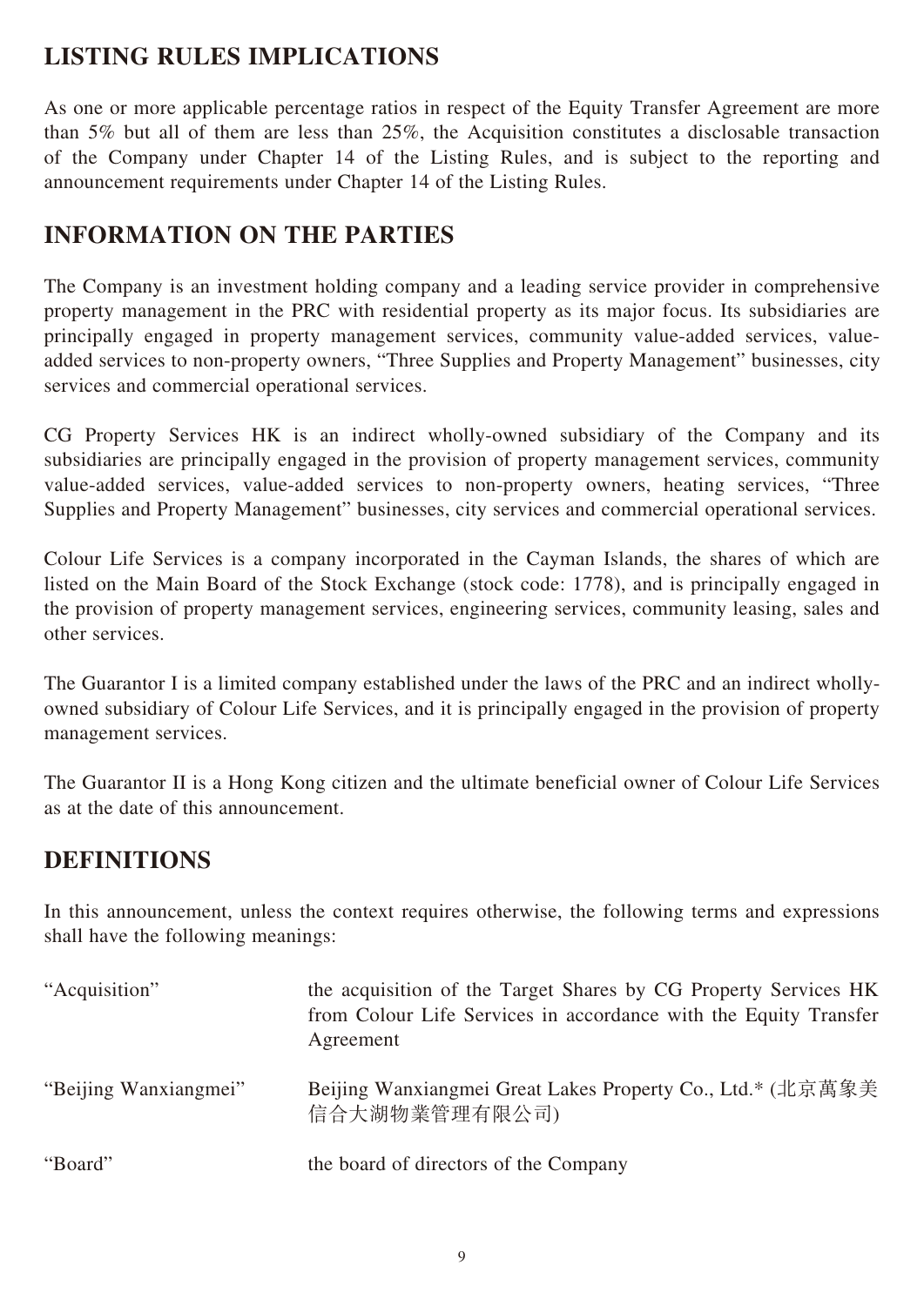## LISTING RULES IMPLICATIONS

As one or more applicable percentage ratios in respect of the Equity Transfer Agreement are more than 5% but all of them are less than 25%, the Acquisition constitutes a disclosable transaction of the Company under Chapter 14 of the Listing Rules, and is subject to the reporting and announcement requirements under Chapter 14 of the Listing Rules.

## INFORMATION ON THE PARTIES

The Company is an investment holding company and a leading service provider in comprehensive property management in the PRC with residential property as its major focus. Its subsidiaries are principally engaged in property management services, community value-added services, value-added services to non-property owners, "Three Supplies and Property Management" businesses, city services and commercial operational services.

CG Property Services HK is an indirect wholly-owned subsidiary of the Company and its subsidiaries are principally engaged in the provision of property management services, community value-added services, value-added services to non-property owners, heating services, "Three Supplies and Property Management" businesses, city services and commercial operational services.

Colour Life Services is a company incorporated in the Cayman Islands, the shares of which are listed on the Main Board of the Stock Exchange (stock code: 1778), and is principally engaged in the provision of property management services, engineering services, community leasing, sales and other services.

The Guarantor I is a limited company established under the laws of the PRC and an indirect wholly-owned subsidiary of Colour Life Services, and it is principally engaged in the provision of property management services.

The Guarantor II is a Hong Kong citizen and the ultimate beneficial owner of Colour Life Services as at the date of this announcement.

## DEFINITIONS

In this announcement, unless the context requires otherwise, the following terms and expressions shall have the following meanings:

| | |
|---|---|
| "Acquisition" | the acquisition of the Target Shares by CG Property Services HK from Colour Life Services in accordance with the Equity Transfer Agreement |
| "Beijing Wanxiangmei" | Beijing Wanxiangmei Great Lakes Property Co., Ltd.* (北京萬象美信合大湖物業管理有限公司) |
| "Board" | the board of directors of the Company |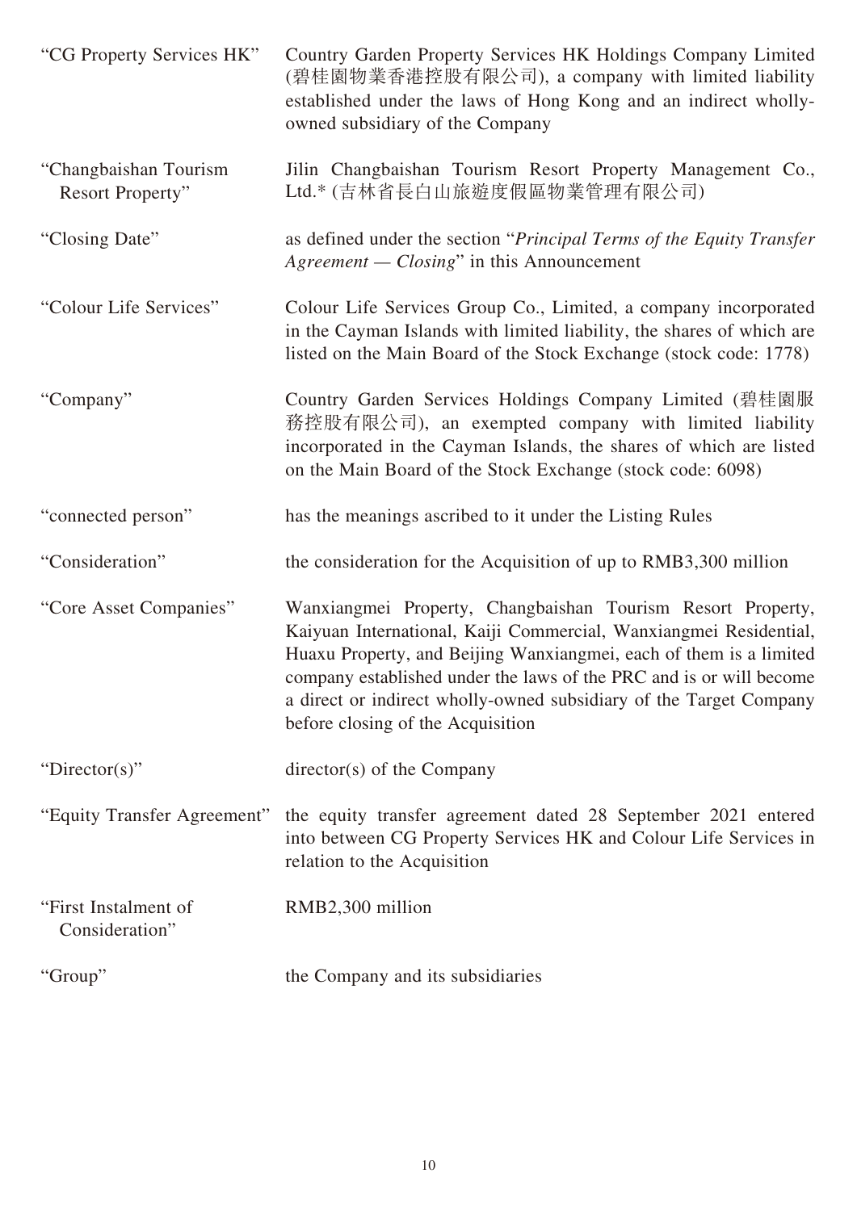| | |
|---|---|
| "CG Property Services HK" | Country Garden Property Services HK Holdings Company Limited (碧桂園物業香港控股有限公司), a company with limited liability established under the laws of Hong Kong and an indirect wholly-owned subsidiary of the Company |
| "Changbaishan Tourism Resort Property" | Jilin Changbaishan Tourism Resort Property Management Co., Ltd.* (吉林省長白山旅遊度假區物業管理有限公司) |
| "Closing Date" | as defined under the section "*Principal Terms of the Equity Transfer Agreement — Closing*" in this Announcement |
| "Colour Life Services" | Colour Life Services Group Co., Limited, a company incorporated in the Cayman Islands with limited liability, the shares of which are listed on the Main Board of the Stock Exchange (stock code: 1778) |
| "Company" | Country Garden Services Holdings Company Limited (碧桂園服務控股有限公司), an exempted company with limited liability incorporated in the Cayman Islands, the shares of which are listed on the Main Board of the Stock Exchange (stock code: 6098) |
| "connected person" | has the meanings ascribed to it under the Listing Rules |
| "Consideration" | the consideration for the Acquisition of up to RMB3,300 million |
| "Core Asset Companies" | Wanxiangmei Property, Changbaishan Tourism Resort Property, Kaiyuan International, Kaiji Commercial, Wanxiangmei Residential, Huaxu Property, and Beijing Wanxiangmei, each of them is a limited company established under the laws of the PRC and is or will become a direct or indirect wholly-owned subsidiary of the Target Company before closing of the Acquisition |
| "Director(s)" | director(s) of the Company |
| "Equity Transfer Agreement" | the equity transfer agreement dated 28 September 2021 entered into between CG Property Services HK and Colour Life Services in relation to the Acquisition |
| "First Instalment of Consideration" | RMB2,300 million |
| "Group" | the Company and its subsidiaries |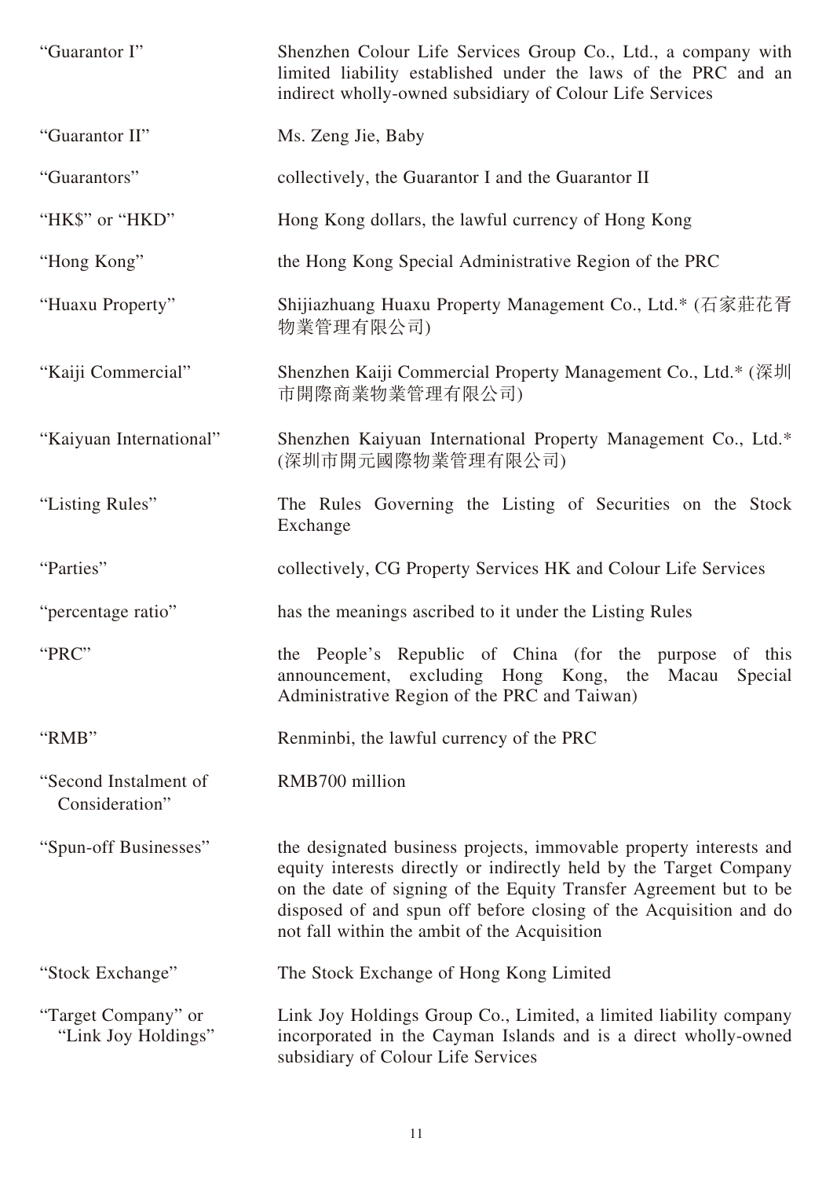| | |
|---|---|
| "Guarantor I" | Shenzhen Colour Life Services Group Co., Ltd., a company with limited liability established under the laws of the PRC and an indirect wholly-owned subsidiary of Colour Life Services |
| "Guarantor II" | Ms. Zeng Jie, Baby |
| "Guarantors" | collectively, the Guarantor I and the Guarantor II |
| "HK$" or "HKD" | Hong Kong dollars, the lawful currency of Hong Kong |
| "Hong Kong" | the Hong Kong Special Administrative Region of the PRC |
| "Huaxu Property" | Shijiazhuang Huaxu Property Management Co., Ltd.* (石家莊花胥物業管理有限公司) |
| "Kaiji Commercial" | Shenzhen Kaiji Commercial Property Management Co., Ltd.* (深圳市開際商業物業管理有限公司) |
| "Kaiyuan International" | Shenzhen Kaiyuan International Property Management Co., Ltd.* (深圳市開元國際物業管理有限公司) |
| "Listing Rules" | The Rules Governing the Listing of Securities on the Stock Exchange |
| "Parties" | collectively, CG Property Services HK and Colour Life Services |
| "percentage ratio" | has the meanings ascribed to it under the Listing Rules |
| "PRC" | the People's Republic of China (for the purpose of this announcement, excluding Hong Kong, the Macau Special Administrative Region of the PRC and Taiwan) |
| "RMB" | Renminbi, the lawful currency of the PRC |
| "Second Instalment of Consideration" | RMB700 million |
| "Spun-off Businesses" | the designated business projects, immovable property interests and equity interests directly or indirectly held by the Target Company on the date of signing of the Equity Transfer Agreement but to be disposed of and spun off before closing of the Acquisition and do not fall within the ambit of the Acquisition |
| "Stock Exchange" | The Stock Exchange of Hong Kong Limited |
| "Target Company" or "Link Joy Holdings" | Link Joy Holdings Group Co., Limited, a limited liability company incorporated in the Cayman Islands and is a direct wholly-owned subsidiary of Colour Life Services |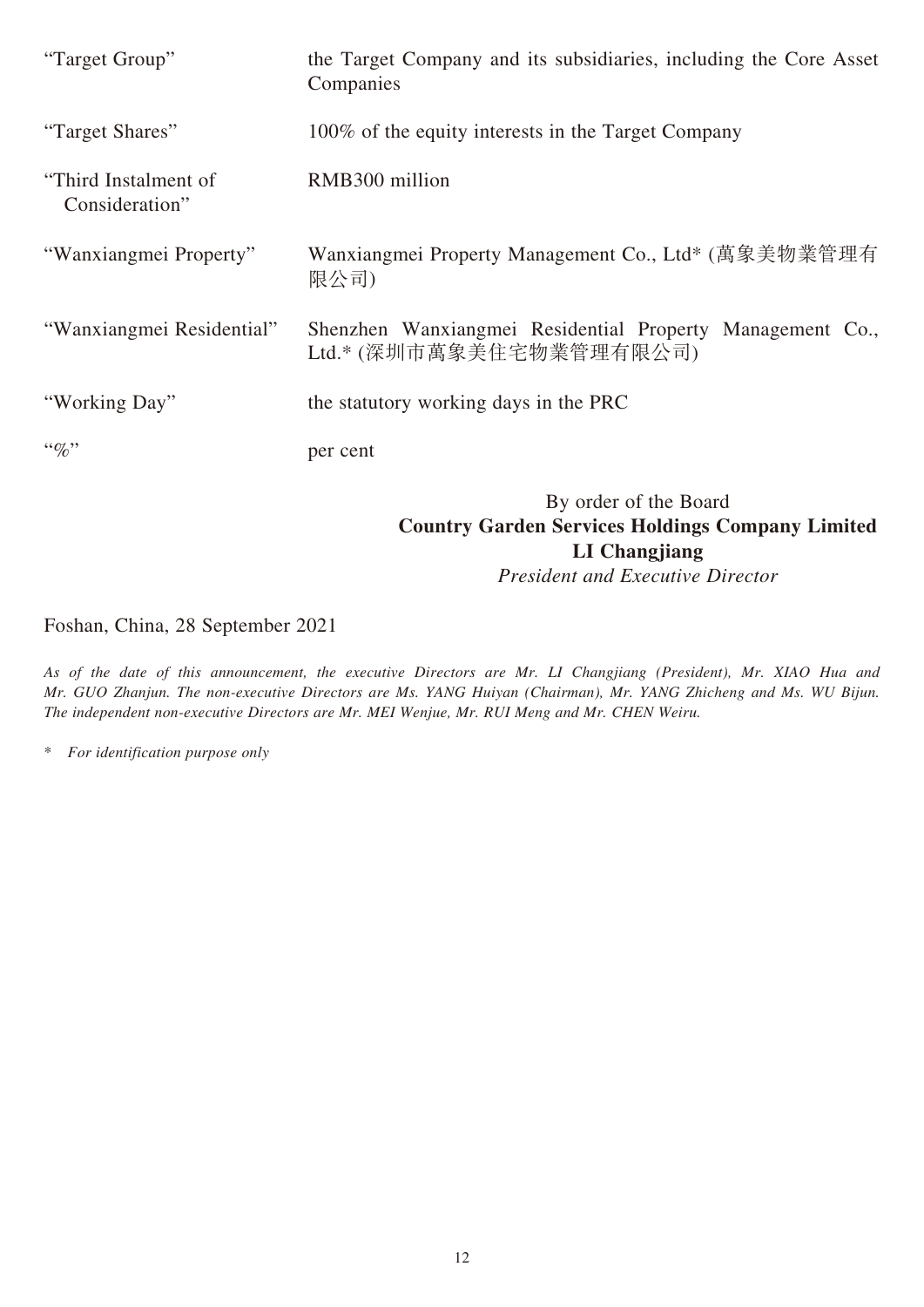| | |
|---|---|
| "Target Group" | the Target Company and its subsidiaries, including the Core Asset Companies |
| "Target Shares" | 100% of the equity interests in the Target Company |
| "Third Instalment of Consideration" | RMB300 million |
| "Wanxiangmei Property" | Wanxiangmei Property Management Co., Ltd* (萬象美物業管理有限公司) |
| "Wanxiangmei Residential" | Shenzhen Wanxiangmei Residential Property Management Co., Ltd.* (深圳市萬象美住宅物業管理有限公司) |
| "Working Day" | the statutory working days in the PRC |
| "%" | per cent |

By order of the Board
**Country Garden Services Holdings Company Limited**
**LI Changjiang**
*President and Executive Director*

Foshan, China, 28 September 2021

*As of the date of this announcement, the executive Directors are Mr. LI Changjiang (President), Mr. XIAO Hua and Mr. GUO Zhanjun. The non-executive Directors are Ms. YANG Huiyan (Chairman), Mr. YANG Zhicheng and Ms. WU Bijun. The independent non-executive Directors are Mr. MEI Wenjue, Mr. RUI Meng and Mr. CHEN Weiru.*

\* *For identification purpose only*